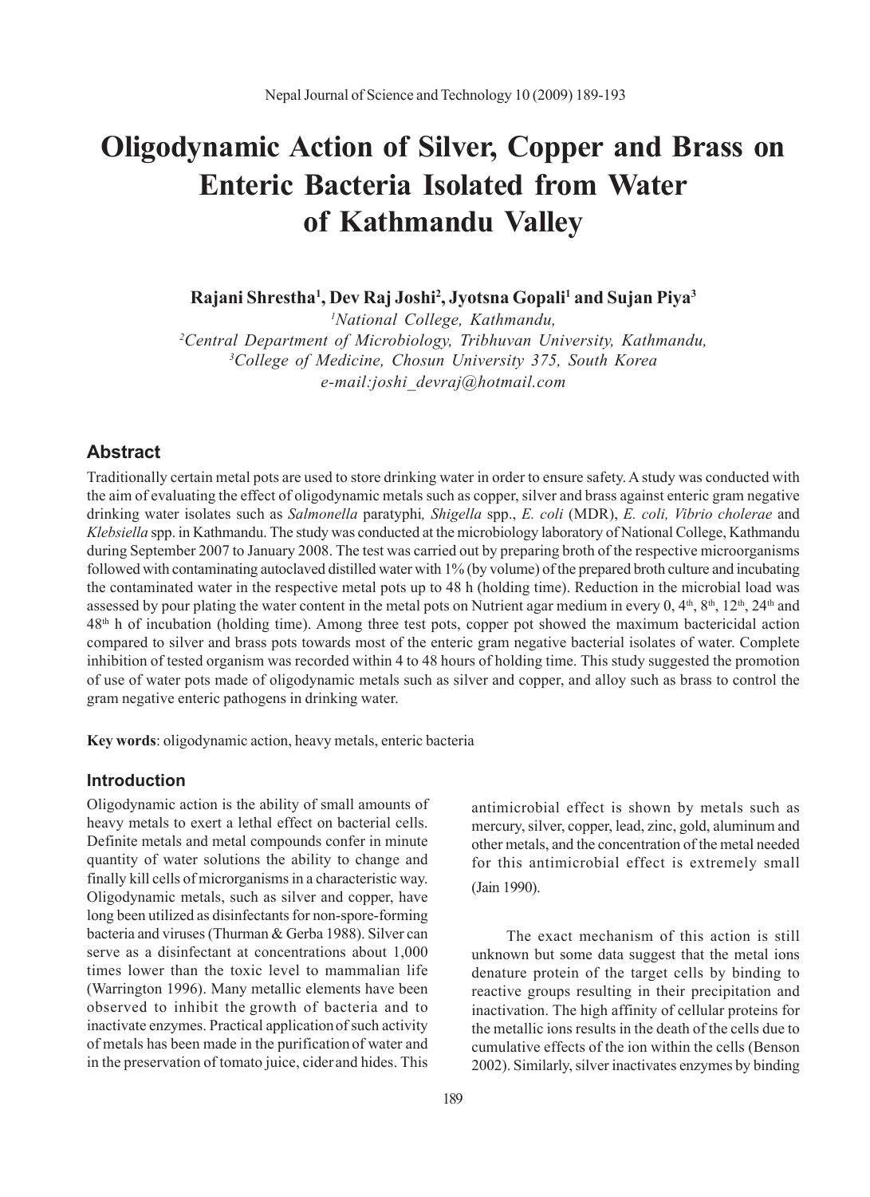# Oligodynamic Action of Silver, Copper and Brass on Enteric Bacteria Isolated from Water of Kathmandu Valley

**Rajani Shrestha[1], Dev Raj Joshi[2], Jyotsna Gopali[1] and Sujan Piya[3]**

[1]*National College, Kathmandu,*
[2]*Central Department of Microbiology, Tribhuvan University, Kathmandu,*
[3]*College of Medicine, Chosun University 375, South Korea*
*e-mail:joshi_devraj@hotmail.com*

## Abstract

Traditionally certain metal pots are used to store drinking water in order to ensure safety. A study was conducted with the aim of evaluating the effect of oligodynamic metals such as copper, silver and brass against enteric gram negative drinking water isolates such as *Salmonella* paratyphi*, Shigella* spp., *E. coli* (MDR), *E. coli, Vibrio cholerae* and *Klebsiella* spp. in Kathmandu. The study was conducted at the microbiology laboratory of National College, Kathmandu during September 2007 to January 2008. The test was carried out by preparing broth of the respective microorganisms followed with contaminating autoclaved distilled water with 1% (by volume) of the prepared broth culture and incubating the contaminated water in the respective metal pots up to 48 h (holding time). Reduction in the microbial load was assessed by pour plating the water content in the metal pots on Nutrient agar medium in every 0, 4$^{th}$, 8$^{th}$, 12$^{th}$, 24$^{th}$ and 48$^{th}$ h of incubation (holding time). Among three test pots, copper pot showed the maximum bactericidal action compared to silver and brass pots towards most of the enteric gram negative bacterial isolates of water. Complete inhibition of tested organism was recorded within 4 to 48 hours of holding time. This study suggested the promotion of use of water pots made of oligodynamic metals such as silver and copper, and alloy such as brass to control the gram negative enteric pathogens in drinking water.

**Key words**: oligodynamic action, heavy metals, enteric bacteria

## Introduction

Oligodynamic action is the ability of small amounts of heavy metals to exert a lethal effect on bacterial cells. Definite metals and metal compounds confer in minute quantity of water solutions the ability to change and finally kill cells of microorganisms in a characteristic way. Oligodynamic metals, such as silver and copper, have long been utilized as disinfectants for non-spore-forming bacteria and viruses (Thurman & Gerba 1988). Silver can serve as a disinfectant at concentrations about 1,000 times lower than the toxic level to mammalian life (Warrington 1996). Many metallic elements have been observed to inhibit the growth of bacteria and to inactivate enzymes. Practical application of such activity of metals has been made in the purification of water and in the preservation of tomato juice, cider and hides. This antimicrobial effect is shown by metals such as mercury, silver, copper, lead, zinc, gold, aluminum and other metals, and the concentration of the metal needed for this antimicrobial effect is extremely small (Jain 1990).

The exact mechanism of this action is still unknown but some data suggest that the metal ions denature protein of the target cells by binding to reactive groups resulting in their precipitation and inactivation. The high affinity of cellular proteins for the metallic ions results in the death of the cells due to cumulative effects of the ion within the cells (Benson 2002). Similarly, silver inactivates enzymes by binding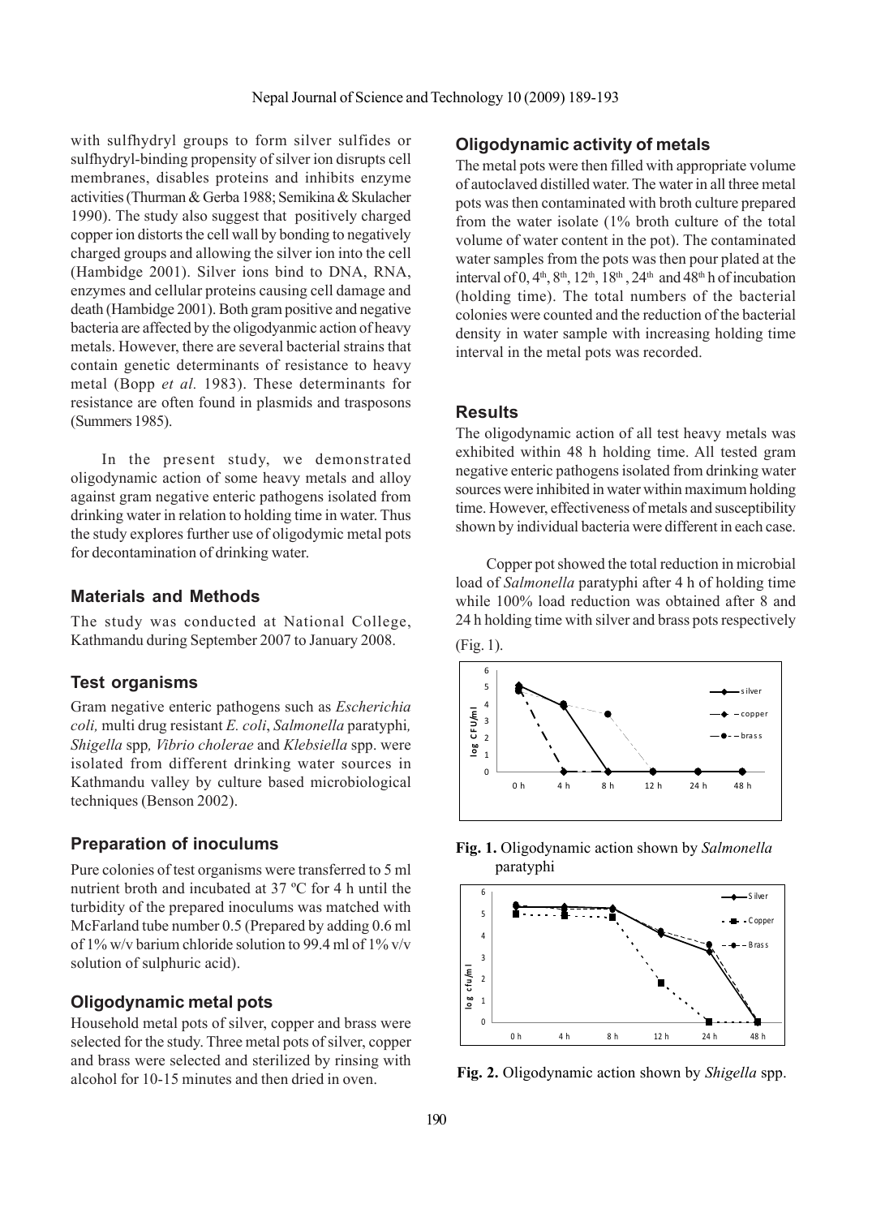with sulfhydryl groups to form silver sulfides or sulfhydryl-binding propensity of silver ion disrupts cell membranes, disables proteins and inhibits enzyme activities (Thurman & Gerba 1988; Semikina & Skulacher 1990). The study also suggest that positively charged copper ion distorts the cell wall by bonding to negatively charged groups and allowing the silver ion into the cell (Hambidge 2001). Silver ions bind to DNA, RNA, enzymes and cellular proteins causing cell damage and death (Hambidge 2001). Both gram positive and negative bacteria are affected by the oligodyanmic action of heavy metals. However, there are several bacterial strains that contain genetic determinants of resistance to heavy metal (Bopp *et al.* 1983). These determinants for resistance are often found in plasmids and trasposons (Summers 1985).

In the present study, we demonstrated oligodynamic action of some heavy metals and alloy against gram negative enteric pathogens isolated from drinking water sources in relation to holding time in water. Thus the study explores further use of oligodymic metal pots for decontamination of drinking water.

## Materials and Methods

The study was conducted at National College, Kathmandu during September 2007 to January 2008.

### Test organisms

Gram negative enteric pathogens such as *Escherichia coli,* multi drug resistant *E. coli*, *Salmonella* paratyphi*, Shigella* spp*, Vibrio cholerae* and *Klebsiella* spp. were isolated from different drinking water sources in Kathmandu valley by culture based microbiological techniques (Benson 2002).

### Preparation of inoculums

Pure colonies of test organisms were transferred to 5 ml nutrient broth and incubated at 37 ºC for 4 h until the turbidity of the prepared inoculums was matched with McFarland tube number 0.5 (Prepared by adding 0.6 ml of 1% w/v barium chloride solution to 99.4 ml of 1% v/v solution of sulphuric acid).

### Oligodynamic metal pots

Household metal pots of silver, copper and brass were selected for the study. Three metal pots of silver, copper and brass were selected and sterilized by rinsing with alcohol for 10-15 minutes and then dried in oven.

### Oligodynamic activity of metals

The metal pots were then filled with appropriate volume of autoclaved distilled water. The water in all three metal pots was then contaminated with broth culture prepared from the water isolate (1% broth culture of the total volume of water content in the pot). The contaminated water samples from the pots was then pour plated at the interval of 0, 4th, 8th, 12th, 18th , 24th and 48th h of incubation (holding time). The total numbers of the bacterial colonies were counted and the reduction of the bacterial density in water sample with increasing holding time interval in the metal pots was recorded.

## Results

The oligodynamic action of all test heavy metals was exhibited within 48 h holding time. All tested gram negative enteric pathogens isolated from drinking water sources were inhibited in water within maximum holding time. However, effectiveness of metals and susceptibility shown by individual bacteria were different in each case.

Copper pot showed the total reduction in microbial load of *Salmonella* paratyphi after 4 h of holding time while 100% load reduction was obtained after 8 and 24 h holding time with silver and brass pots respectively (Fig. 1).

**Fig. 1.** Oligodynamic action shown by *Salmonella* paratyphi

**Fig. 2.** Oligodynamic action shown by *Shigella* spp.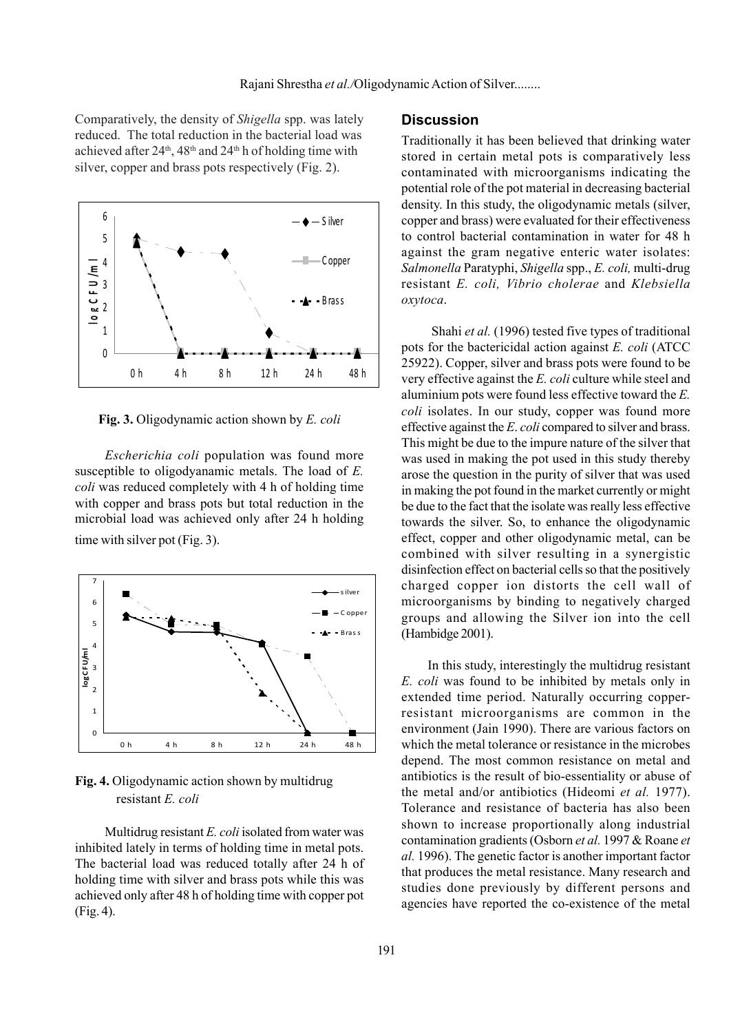Comparatively, the density of *Shigella* spp. was lately reduced. The total reduction in the bacterial load was achieved after 24th, 48th and 24th h of holding time with silver, copper and brass pots respectively (Fig. 2).

**Fig. 3.** Oligodynamic action shown by *E. coli*

*Escherichia coli* population was found more susceptible to oligodyanamic metals. The load of *E. coli* was reduced completely with 4 h of holding time with copper and brass pots but total reduction in the microbial load was achieved only after 24 h holding time with silver pot (Fig. 3).

**Fig. 4.** Oligodynamic action shown by multidrug resistant *E. coli*

Multidrug resistant *E. coli* isolated from water was inhibited lately in terms of holding time in metal pots. The bacterial load was reduced totally after 24 h of holding time with silver and brass pots while this was achieved only after 48 h of holding time with copper pot (Fig. 4).

## Discussion

Traditionally it has been believed that drinking water stored in certain metal pots is comparatively less contaminated with microorganisms indicating the potential role of the pot material in decreasing bacterial density. In this study, the oligodynamic metals (silver, copper and brass) were evaluated for their effectiveness to control bacterial contamination in water for 48 h against the gram negative enteric water isolates: *Salmonella* Paratyphi, *Shigella* spp., *E. coli,* multi-drug resistant *E. coli, Vibrio cholerae* and *Klebsiella oxytoca*.

Shahi *et al.* (1996) tested five types of traditional pots for the bactericidal action against *E. coli* (ATCC 25922). Copper, silver and brass pots were found to be very effective against the *E. coli* culture while steel and aluminium pots were found less effective toward the *E. coli* isolates. In our study, copper was found more effective against the *E*. *coli* compared to silver and brass. This might be due to the impure nature of the silver that was used in making the pot used in this study thereby arose the question in the purity of silver that was used in making the pot found in the market currently or might be due to the fact that the isolate was really less effective towards the silver. So, to enhance the oligodynamic effect, copper and other oligodynamic metal, can be combined with silver resulting in a synergistic disinfection effect on bacterial cells so that the positively charged copper ion distorts the cell wall of microorganisms by binding to negatively charged groups and allowing the Silver ion into the cell (Hambidge 2001).

In this study, interestingly the multidrug resistant *E. coli* was found to be inhibited by metals only in extended time period. Naturally occurring copper-resistant microorganisms are common in the environment (Jain 1990). There are various factors on which the metal tolerance or resistance in the microbes depend. The most common resistance on metal and antibiotics is the result of bio-essentiality or abuse of the metal and/or antibiotics (Hideomi *et al.* 1977). Tolerance and resistance of bacteria has also been shown to increase proportionally along industrial contamination gradients (Osborn *et al.* 1997 & Roane *et al.* 1996). The genetic factor is another important factor that produces the metal resistance. Many research and studies done previously by different persons and agencies have reported the co-existence of the metal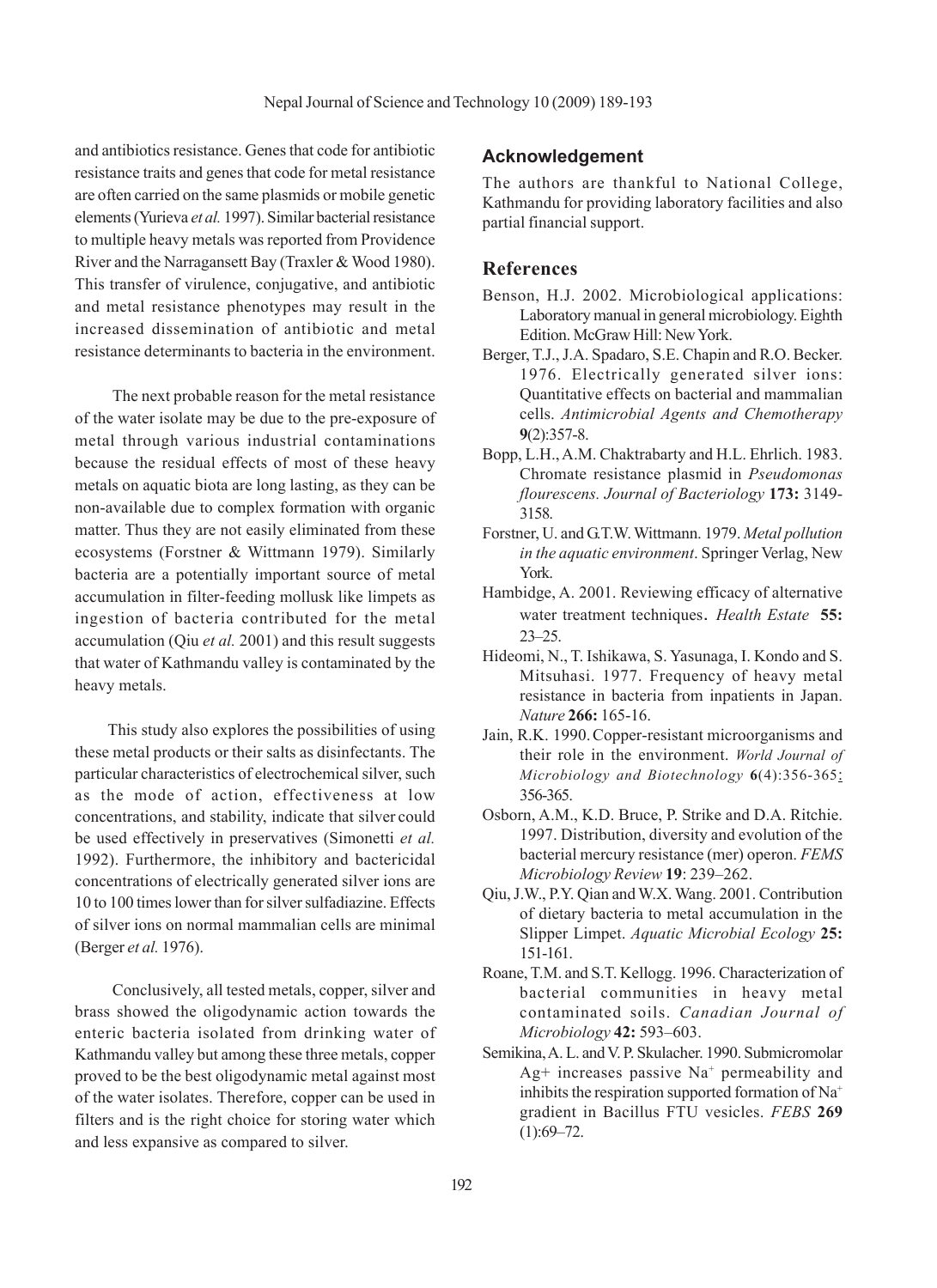and antibiotics resistance. Genes that code for antibiotic resistance traits and genes that code for metal resistance are often carried on the same plasmids or mobile genetic elements (Yurieva *et al.* 1997). Similar bacterial resistance to multiple heavy metals was reported from Providence River and the Narragansett Bay (Traxler & Wood 1980). This transfer of virulence, conjugative, and antibiotic and metal resistance phenotypes may result in the increased dissemination of antibiotic and metal resistance determinants to bacteria in the environment.

The next probable reason for the metal resistance of the water isolate may be due to the pre-exposure of metal through various industrial contaminations because the residual effects of most of these heavy metals on aquatic biota are long lasting, as they can be non-available due to complex formation with organic matter. Thus they are not easily eliminated from these ecosystems (Forstner & Wittmann 1979). Similarly bacteria are a potentially important source of metal accumulation in filter-feeding mollusk like limpets as ingestion of bacteria contributed for the metal accumulation (Qiu *et al.* 2001) and this result suggests that water of Kathmandu valley is contaminated by the heavy metals.

This study also explores the possibilities of using these metal products or their salts as disinfectants. The particular characteristics of electrochemical silver, such as the mode of action, effectiveness at low concentrations, and stability, indicate that silver could be used effectively in preservatives (Simonetti *et al.* 1992). Furthermore, the inhibitory and bactericidal concentrations of electrically generated silver ions are 10 to 100 times lower than for silver sulfadiazine. Effects of silver ions on normal mammalian cells are minimal (Berger *et al.* 1976).

Conclusively, all tested metals, copper, silver and brass showed the oligodynamic action towards the enteric bacteria isolated from drinking water of Kathmandu valley but among these three metals, copper proved to be the best oligodynamic metal against most of the water isolates. Therefore, copper can be used in filters and is the right choice for storing water which and less expansive as compared to silver.

## Acknowledgement

The authors are thankful to National College, Kathmandu for providing laboratory facilities and also partial financial support.

## References

Benson, H.J. 2002. Microbiological applications: Laboratory manual in general microbiology. Eighth Edition. McGraw Hill: New York.

Berger, T.J., J.A. Spadaro, S.E. Chapin and R.O. Becker. 1976. Electrically generated silver ions: Quantitative effects on bacterial and mammalian cells. *Antimicrobial Agents and Chemotherapy* **9**(2):357-8.

Bopp, L.H., A.M. Chaktrabarty and H.L. Ehrlich. 1983. Chromate resistance plasmid in *Pseudomonas flourescens. Journal of Bacteriology* **173:** 3149-3158.

Forstner, U. and G.T.W. Wittmann. 1979. *Metal pollution in the aquatic environment*. Springer Verlag, New York.

Hambidge, A. 2001. Reviewing efficacy of alternative water treatment techniques. *Health Estate* **55:** 23–25.

Hideomi, N., T. Ishikawa, S. Yasunaga, I. Kondo and S. Mitsuhasi. 1977. Frequency of heavy metal resistance in bacteria from inpatients in Japan. *Nature* **266:** 165-16.

Jain, R.K. 1990. Copper-resistant microorganisms and their role in the environment. *World Journal of Microbiology and Biotechnology* **6**(4):356-365; 356-365.

Osborn, A.M., K.D. Bruce, P. Strike and D.A. Ritchie. 1997. Distribution, diversity and evolution of the bacterial mercury resistance (mer) operon. *FEMS Microbiology Review* **19**: 239–262.

Qiu, J.W., P.Y. Qian and W.X. Wang. 2001. Contribution of dietary bacteria to metal accumulation in the Slipper Limpet. *Aquatic Microbial Ecology* **25:** 151-161.

Roane, T.M. and S.T. Kellogg. 1996. Characterization of bacterial communities in heavy metal contaminated soils. *Canadian Journal of Microbiology* **42:** 593–603.

Semikina, A. L. and V. P. Skulacher. 1990. Submicromolar $Ag^{+}$ increases passive $Na^{+}$ permeability and inhibits the respiration supported formation of $Na^{+}$ gradient in Bacillus FTU vesicles. *FEBS* **269** (1):69–72.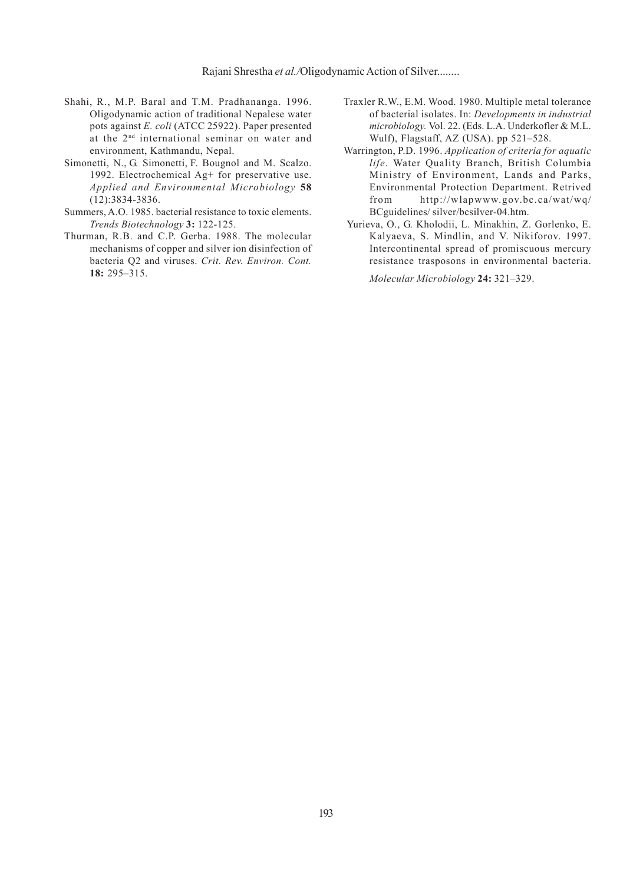Shahi, R., M.P. Baral and T.M. Pradhananga. 1996. Oligodynamic action of traditional Nepalese water pots against *E. coli* (ATCC 25922). Paper presented at the 2nd international seminar on water and environment, Kathmandu, Nepal.

Simonetti, N., G. Simonetti, F. Bougnol and M. Scalzo. 1992. Electrochemical Ag+ for preservative use. *Applied and Environmental Microbiology* **58** (12):3834-3836.

Summers, A.O. 1985. bacterial resistance to toxic elements. *Trends Biotechnology* **3:** 122-125.

Thurman, R.B. and C.P. Gerba. 1988. The molecular mechanisms of copper and silver ion disinfection of bacteria Q2 and viruses. *Crit. Rev. Environ. Cont.* **18:** 295–315.

Traxler R.W., E.M. Wood. 1980. Multiple metal tolerance of bacterial isolates. In: *Developments in industrial microbiology.* Vol. 22. (Eds. L.A. Underkofler & M.L. Wulf), Flagstaff, AZ (USA). pp 521–528.

Warrington, P.D. 1996. *Application of criteria for aquatic life*. Water Quality Branch, British Columbia Ministry of Environment, Lands and Parks, Environmental Protection Department. Retrived from http://wlapwww.gov.bc.ca/wat/wq/BCguidelines/ silver/bcsilver-04.htm.

Yurieva, O., G. Kholodii, L. Minakhin, Z. Gorlenko, E. Kalyaeva, S. Mindlin, and V. Nikiforov. 1997. Intercontinental spread of promiscuous mercury resistance trasposons in environmental bacteria. *Molecular Microbiology* **24:** 321–329.